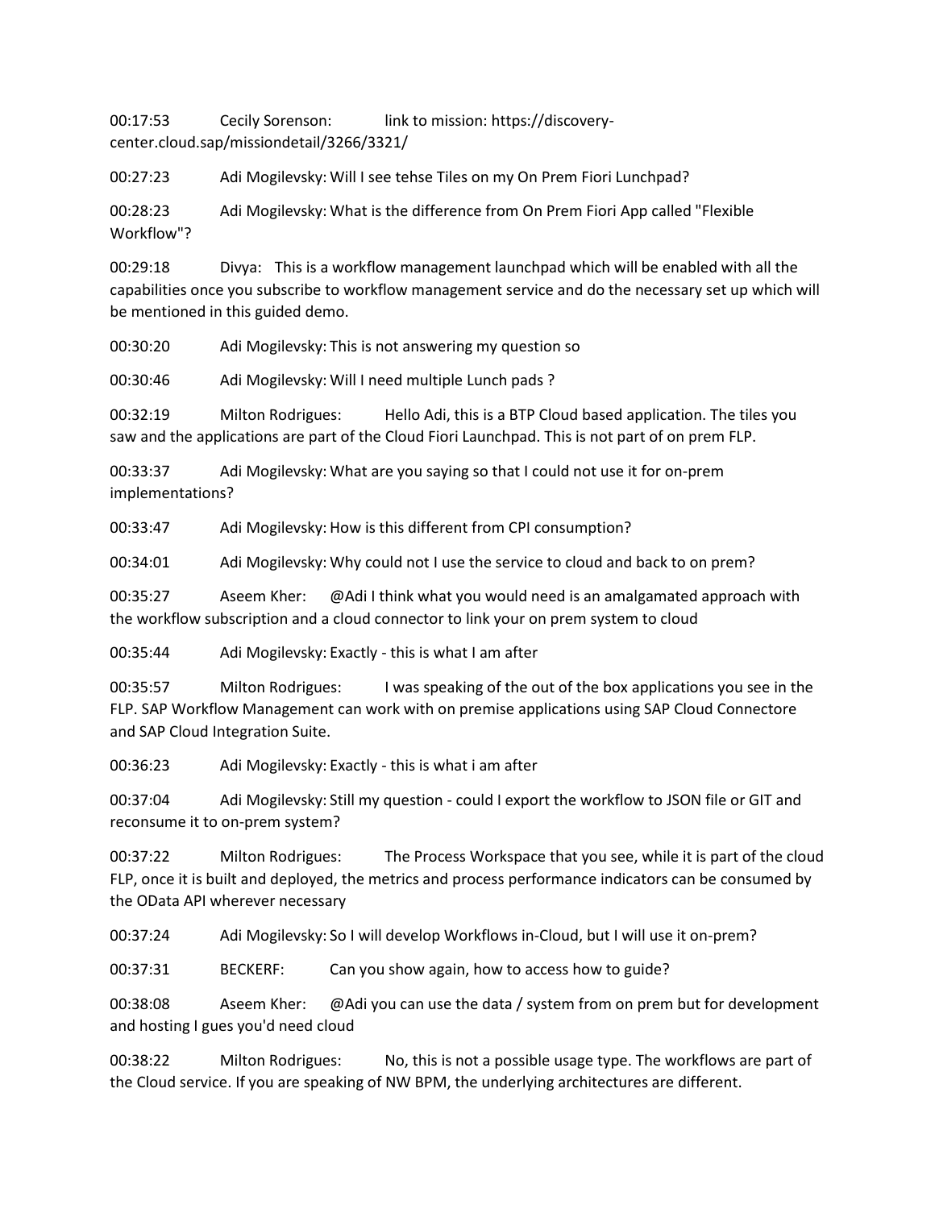00:17:53 Cecily Sorenson: link to mission: https://discovery-center.cloud.sap/missiondetail/3266/3321/

00:27:23 Adi Mogilevsky: Will I see tehse Tiles on my On Prem Fiori Lunchpad?

00:28:23 Adi Mogilevsky: What is the difference from On Prem Fiori App called "Flexible Workflow"?

00:29:18 Divya: This is a workflow management launchpad which will be enabled with all the capabilities once you subscribe to workflow management service and do the necessary set up which will be mentioned in this guided demo.

00:30:20 Adi Mogilevsky: This is not answering my question so

00:30:46 Adi Mogilevsky: Will I need multiple Lunch pads ?

00:32:19 Milton Rodrigues: Hello Adi, this is a BTP Cloud based application. The tiles you saw and the applications are part of the Cloud Fiori Launchpad. This is not part of on prem FLP.

00:33:37 Adi Mogilevsky: What are you saying so that I could not use it for on-prem implementations?

00:33:47 Adi Mogilevsky: How is this different from CPI consumption?

00:34:01 Adi Mogilevsky: Why could not I use the service to cloud and back to on prem?

00:35:27 Aseem Kher: @Adi I think what you would need is an amalgamated approach with the workflow subscription and a cloud connector to link your on prem system to cloud

00:35:44 Adi Mogilevsky: Exactly - this is what I am after

00:35:57 Milton Rodrigues: I was speaking of the out of the box applications you see in the FLP. SAP Workflow Management can work with on premise applications using SAP Cloud Connectore and SAP Cloud Integration Suite.

00:36:23 Adi Mogilevsky: Exactly - this is what i am after

00:37:04 Adi Mogilevsky: Still my question - could I export the workflow to JSON file or GIT and reconsume it to on-prem system?

00:37:22 Milton Rodrigues: The Process Workspace that you see, while it is part of the cloud FLP, once it is built and deployed, the metrics and process performance indicators can be consumed by the OData API wherever necessary

00:37:24 Adi Mogilevsky: So I will develop Workflows in-Cloud, but I will use it on-prem?

00:37:31 BECKERF: Can you show again, how to access how to guide?

00:38:08 Aseem Kher: @Adi you can use the data / system from on prem but for development and hosting I gues you'd need cloud

00:38:22 Milton Rodrigues: No, this is not a possible usage type. The workflows are part of the Cloud service. If you are speaking of NW BPM, the underlying architectures are different.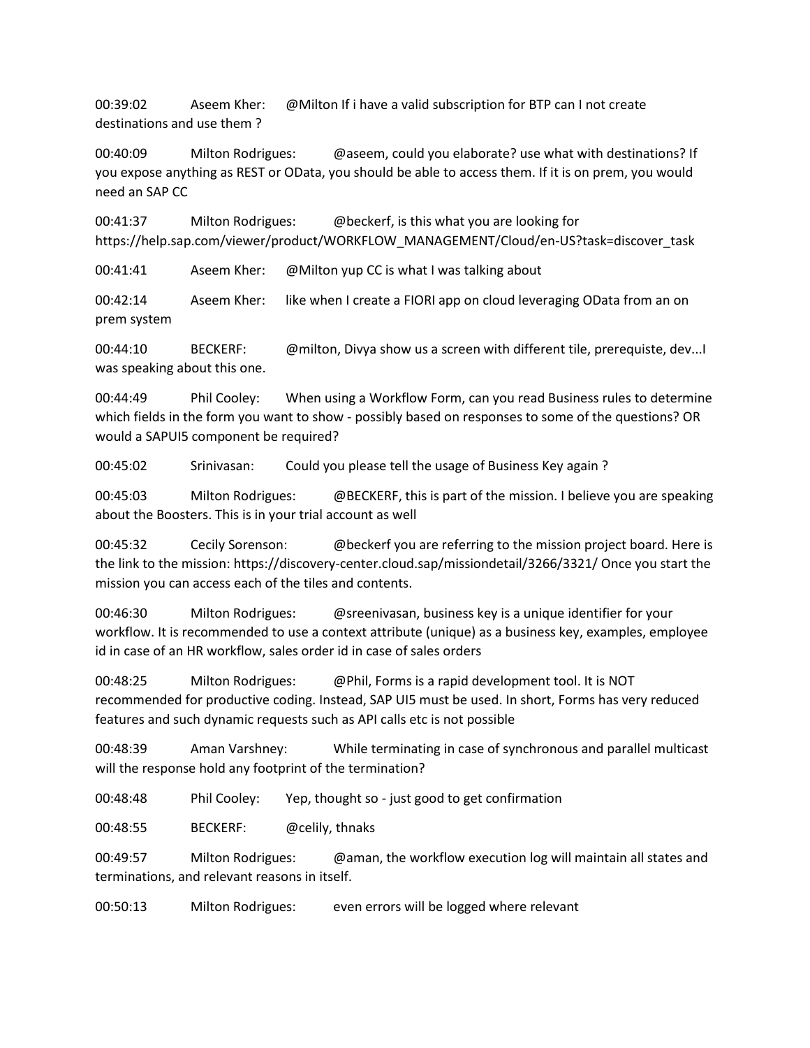00:39:02 Aseem Kher: @Milton If i have a valid subscription for BTP can I not create destinations and use them ?

00:40:09 Milton Rodrigues: @aseem, could you elaborate? use what with destinations? If you expose anything as REST or OData, you should be able to access them. If it is on prem, you would need an SAP CC

00:41:37 Milton Rodrigues: @beckerf, is this what you are looking for https://help.sap.com/viewer/product/WORKFLOW_MANAGEMENT/Cloud/en-US?task=discover_task

00:41:41 Aseem Kher: @Milton yup CC is what I was talking about

00:42:14 Aseem Kher: like when I create a FIORI app on cloud leveraging OData from an on prem system

00:44:10 BECKERF: @milton, Divya show us a screen with different tile, prerequiste, dev...I was speaking about this one.

00:44:49 Phil Cooley: When using a Workflow Form, can you read Business rules to determine which fields in the form you want to show - possibly based on responses to some of the questions? OR would a SAPUI5 component be required?

00:45:02 Srinivasan: Could you please tell the usage of Business Key again ?

00:45:03 Milton Rodrigues: @BECKERF, this is part of the mission. I believe you are speaking about the Boosters. This is in your trial account as well

00:45:32 Cecily Sorenson: @beckerf you are referring to the mission project board. Here is the link to the mission: https://discovery-center.cloud.sap/missiondetail/3266/3321/ Once you start the mission you can access each of the tiles and contents.

00:46:30 Milton Rodrigues: @sreenivasan, business key is a unique identifier for your workflow. It is recommended to use a context attribute (unique) as a business key, examples, employee id in case of an HR workflow, sales order id in case of sales orders

00:48:25 Milton Rodrigues: @Phil, Forms is a rapid development tool. It is NOT recommended for productive coding. Instead, SAP UI5 must be used. In short, Forms has very reduced features and such dynamic requests such as API calls etc is not possible

00:48:39 Aman Varshney: While terminating in case of synchronous and parallel multicast will the response hold any footprint of the termination?

00:48:48 Phil Cooley: Yep, thought so - just good to get confirmation

00:48:55 BECKERF: @celily, thnaks

00:49:57 Milton Rodrigues: @aman, the workflow execution log will maintain all states and terminations, and relevant reasons in itself.

00:50:13 Milton Rodrigues: even errors will be logged where relevant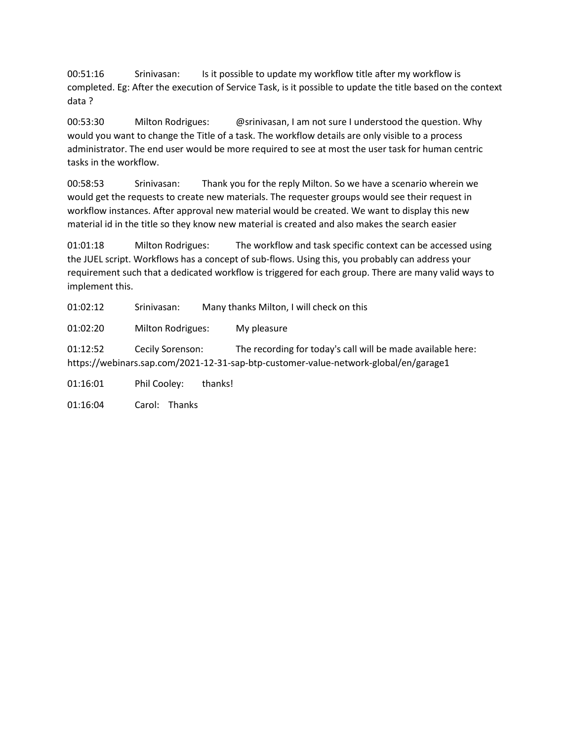00:51:16 Srinivasan: Is it possible to update my workflow title after my workflow is completed. Eg: After the execution of Service Task, is it possible to update the title based on the context data ?

00:53:30 Milton Rodrigues: @srinivasan, I am not sure I understood the question. Why would you want to change the Title of a task. The workflow details are only visible to a process administrator. The end user would be more required to see at most the user task for human centric tasks in the workflow.

00:58:53 Srinivasan: Thank you for the reply Milton. So we have a scenario wherein we would get the requests to create new materials. The requester groups would see their request in workflow instances. After approval new material would be created. We want to display this new material id in the title so they know new material is created and also makes the search easier

01:01:18 Milton Rodrigues: The workflow and task specific context can be accessed using the JUEL script. Workflows has a concept of sub-flows. Using this, you probably can address your requirement such that a dedicated workflow is triggered for each group. There are many valid ways to implement this.

01:02:12 Srinivasan: Many thanks Milton, I will check on this

01:02:20 Milton Rodrigues: My pleasure

01:12:52 Cecily Sorenson: The recording for today's call will be made available here: https://webinars.sap.com/2021-12-31-sap-btp-customer-value-network-global/en/garage1

01:16:01 Phil Cooley: thanks!

01:16:04 Carol: Thanks